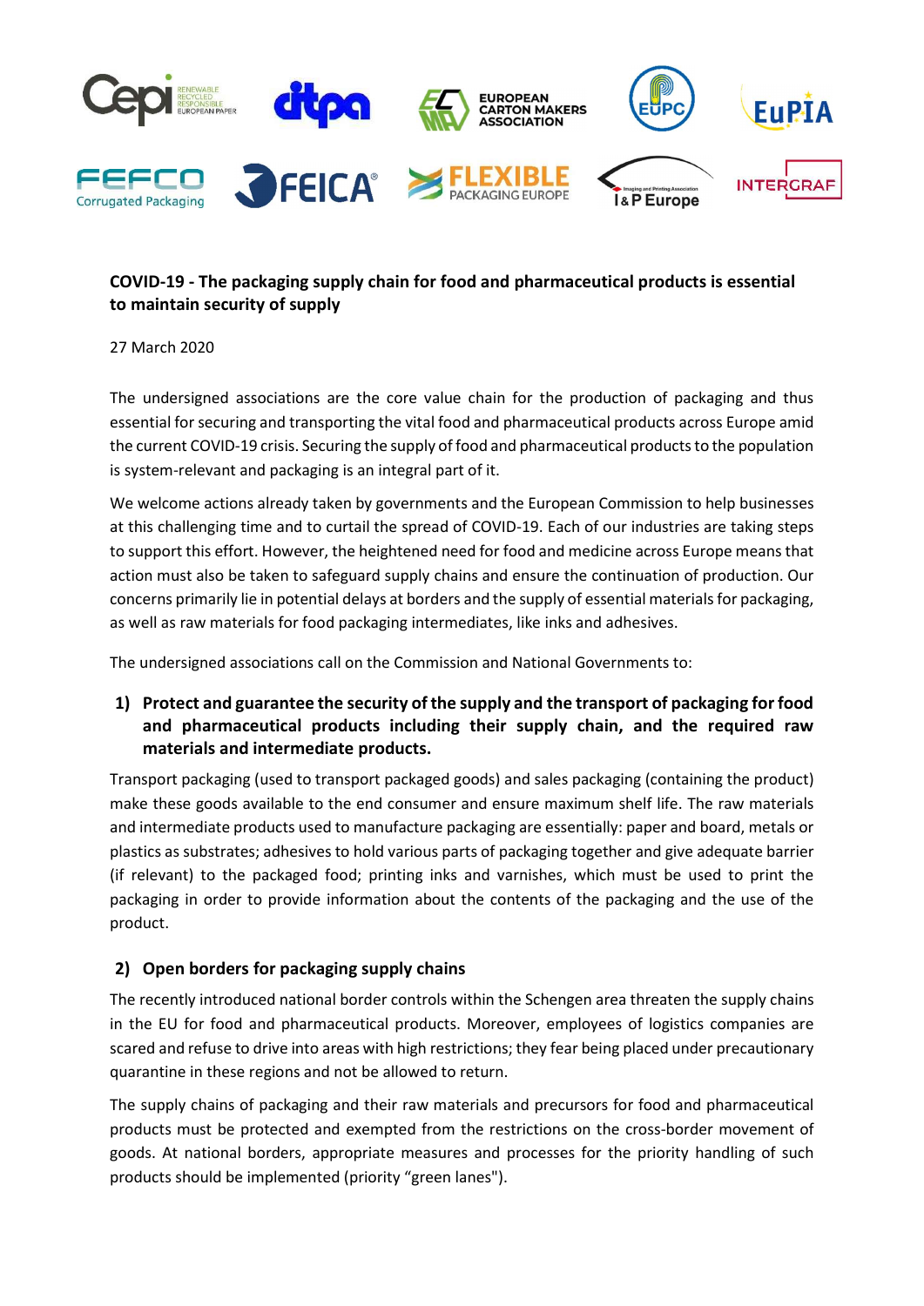**COVID-19 - The packaging supply chain for food and pharmaceutical products is essential to maintain security of supply**

27 March 2020

The undersigned associations are the core value chain for the production of packaging and thus essential for securing and transporting the vital food and pharmaceutical products across Europe amid the current COVID-19 crisis. Securing the supply of food and pharmaceutical products to the population is system-relevant and packaging is an integral part of it.

We welcome actions already taken by governments and the European Commission to help businesses at this challenging time and to curtail the spread of COVID-19. Each of our industries are taking steps to support this effort. However, the heightened need for food and medicine across Europe means that action must also be taken to safeguard supply chains and ensure the continuation of production. Our concerns primarily lie in potential delays at borders and the supply of essential materials for packaging, as well as raw materials for food packaging intermediates, like inks and adhesives.

The undersigned associations call on the Commission and National Governments to:

**1) Protect and guarantee the security of the supply and the transport of packaging for food and pharmaceutical products including their supply chain, and the required raw materials and intermediate products.**

Transport packaging (used to transport packaged goods) and sales packaging (containing the product) make these goods available to the end consumer and ensure maximum shelf life. The raw materials and intermediate products used to manufacture packaging are essentially: paper and board, metals or plastics as substrates; adhesives to hold various parts of packaging together and give adequate barrier (if relevant) to the packaged food; printing inks and varnishes, which must be used to print the packaging in order to provide information about the contents of the packaging and the use of the product.

**2) Open borders for packaging supply chains**

The recently introduced national border controls within the Schengen area threaten the supply chains in the EU for food and pharmaceutical products. Moreover, employees of logistics companies are scared and refuse to drive into areas with high restrictions; they fear being placed under precautionary quarantine in these regions and not be allowed to return.

The supply chains of packaging and their raw materials and precursors for food and pharmaceutical products must be protected and exempted from the restrictions on the cross-border movement of goods. At national borders, appropriate measures and processes for the priority handling of such products should be implemented (priority "green lanes").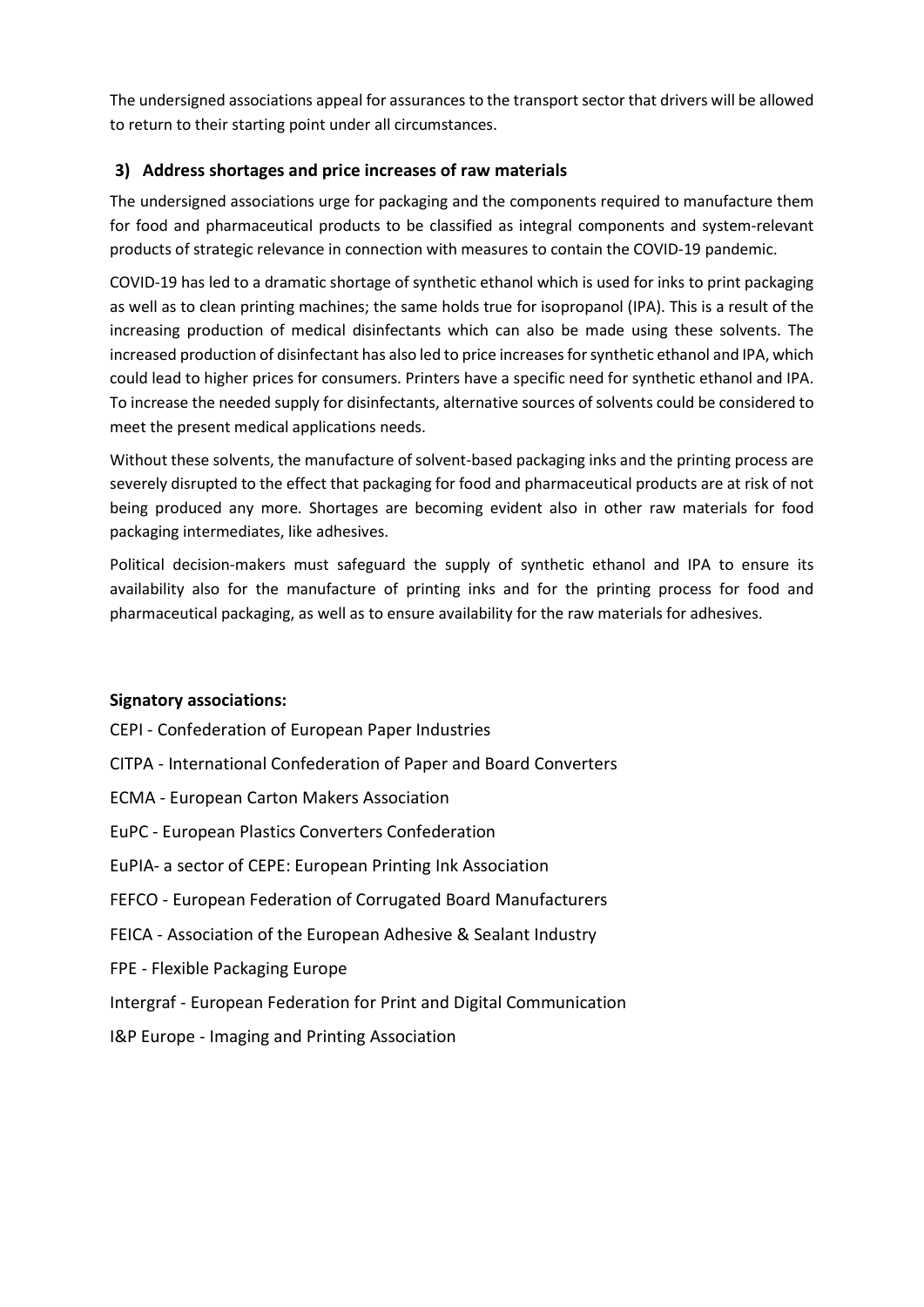The undersigned associations appeal for assurances to the transport sector that drivers will be allowed to return to their starting point under all circumstances.

### 3) Address shortages and price increases of raw materials

The undersigned associations urge for packaging and the components required to manufacture them for food and pharmaceutical products to be classified as integral components and system-relevant products of strategic relevance in connection with measures to contain the COVID-19 pandemic.

COVID-19 has led to a dramatic shortage of synthetic ethanol which is used for inks to print packaging as well as to clean printing machines; the same holds true for isopropanol (IPA). This is a result of the increasing production of medical disinfectants which can also be made using these solvents. The increased production of disinfectant has also led to price increases for synthetic ethanol and IPA, which could lead to higher prices for consumers. Printers have a specific need for synthetic ethanol and IPA. To increase the needed supply for disinfectants, alternative sources of solvents could be considered to meet the present medical applications needs.

Without these solvents, the manufacture of solvent-based packaging inks and the printing process are severely disrupted to the effect that packaging for food and pharmaceutical products are at risk of not being produced any more. Shortages are becoming evident also in other raw materials for food packaging intermediates, like adhesives.

Political decision-makers must safeguard the supply of synthetic ethanol and IPA to ensure its availability also for the manufacture of printing inks and for the printing process for food and pharmaceutical packaging, as well as to ensure availability for the raw materials for adhesives.

**Signatory associations:**

CEPI - Confederation of European Paper Industries

CITPA - International Confederation of Paper and Board Converters

ECMA - European Carton Makers Association

EuPC - European Plastics Converters Confederation

EuPIA- a sector of CEPE: European Printing Ink Association

FEFCO - European Federation of Corrugated Board Manufacturers

FEICA - Association of the European Adhesive & Sealant Industry

FPE - Flexible Packaging Europe

Intergraf - European Federation for Print and Digital Communication

I&P Europe - Imaging and Printing Association